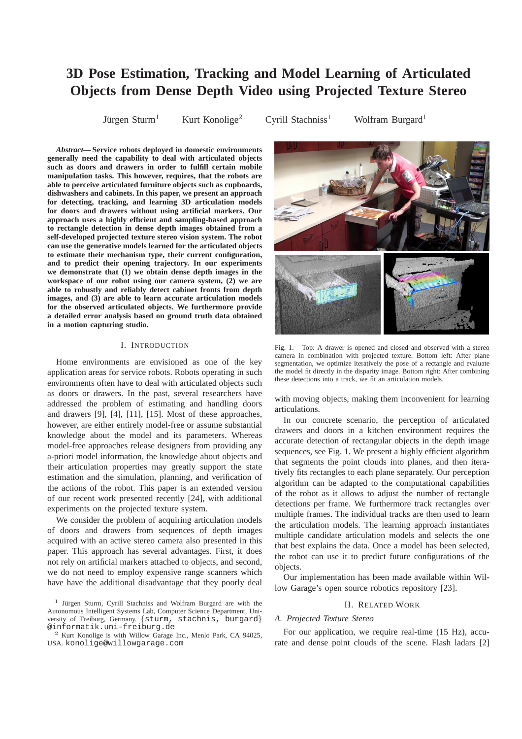# 3D Pose Estimation, Tracking and Model Learning of Articulated Objects from Dense Depth Video using Projected Texture Stereo

Jürgen Sturm[1] Kurt Konolige[2] Cyrill Stachniss[1] Wolfram Burgard[1]

***Abstract*— Service robots deployed in domestic environments generally need the capability to deal with articulated objects such as doors and drawers in order to fulfill certain mobile manipulation tasks. This however, requires, that the robots are able to perceive articulated furniture objects such as cupboards, dishwashers and cabinets. In this paper, we present an approach for detecting, tracking, and learning 3D articulation models for doors and drawers without using artificial markers. Our approach uses a highly efficient and sampling-based approach to rectangle detection in dense depth images obtained from a self-developed projected texture stereo vision system. The robot can use the generative models learned for the articulated objects to estimate their mechanism type, their current configuration, and to predict their opening trajectory. In our experiments we demonstrate that (1) we obtain dense depth images in the workspace of our robot using our camera system, (2) we are able to robustly and reliably detect cabinet fronts from depth images, and (3) are able to learn accurate articulation models for the observed articulated objects. We furthermore provide a detailed error analysis based on ground truth data obtained in a motion capturing studio.**

## I. Introduction

Home environments are envisioned as one of the key application areas for service robots. Robots operating in such environments often have to deal with articulated objects such as doors or drawers. In the past, several researchers have addressed the problem of estimating and handling doors and drawers [9], [4], [11], [15]. Most of these approaches, however, are either entirely model-free or assume substantial knowledge about the model and its parameters. Whereas model-free approaches release designers from providing any a-priori model information, the knowledge about objects and their articulation properties may greatly support the state estimation and the simulation, planning, and verification of the actions of the robot. This paper is an extended version of our recent work presented recently [24], with additional experiments on the projected texture system.

We consider the problem of acquiring articulation models of doors and drawers from sequences of depth images acquired with an active stereo camera also presented in this paper. This approach has several advantages. First, it does not rely on artificial markers attached to objects, and second, we do not need to employ expensive range scanners which have have the additional disadvantage that they poorly deal with moving objects, making them inconvenient for learning articulations.

Fig. 1. Top: A drawer is opened and closed and observed with a stereo camera in combination with projected texture. Bottom left: After plane segmentation, we optimize iteratively the pose of a rectangle and evaluate the model fit directly in the disparity image. Bottom right: After combining these detections into a track, we fit an articulation models.

In our concrete scenario, the perception of articulated drawers and doors in a kitchen environment requires the accurate detection of rectangular objects in the depth image sequences, see Fig. 1. We present a highly efficient algorithm that segments the point clouds into planes, and then iteratively fits rectangles to each plane separately. Our perception algorithm can be adapted to the computational capabilities of the robot as it allows to adjust the number of rectangle detections per frame. We furthermore track rectangles over multiple frames. The individual tracks are then used to learn the articulation models. The learning approach instantiates multiple candidate articulation models and selects the one that best explains the data. Once a model has been selected, the robot can use it to predict future configurations of the objects.

Our implementation has been made available within Willow Garage's open source robotics repository [23].

## II. Related Work

### A. Projected Texture Stereo

For our application, we require real-time (15 Hz), accurate and dense point clouds of the scene. Flash ladars [2]

---

[1] Jürgen Sturm, Cyrill Stachniss and Wolfram Burgard are with the Autonomous Intelligent Systems Lab, Computer Science Department, University of Freiburg, Germany. {sturm, stachnis, burgard}@informatik.uni-freiburg.de

[2] Kurt Konolige is with Willow Garage Inc., Menlo Park, CA 94025, USA. konolige@willowgarage.com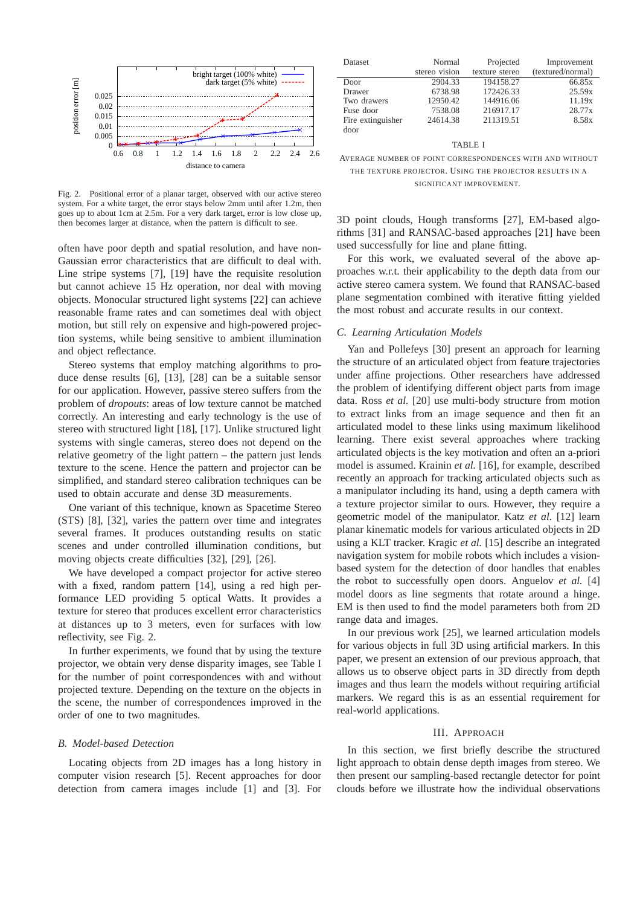position error [m]

0.025
0.02
0.015
0.01
0.005
0

0.6 0.8 1 1.2 1.4 1.6 1.8 2 2.2 2.4 2.6

distance to camera

bright target (100% white)
dark target (5% white)

Fig. 2. Positional error of a planar target, observed with our active stereo system. For a white target, the error stays below 2mm until after 1.2m, then goes up to about 1cm at 2.5m. For a very dark target, error is low close up, then becomes larger at distance, when the pattern is difficult to see.

often have poor depth and spatial resolution, and have non-Gaussian error characteristics that are difficult to deal with. Line stripe systems [7], [19] have the requisite resolution but cannot achieve 15 Hz operation, nor deal with moving objects. Monocular structured light systems [22] can achieve reasonable frame rates and can sometimes deal with object motion, but still rely on expensive and high-powered projection systems, while being sensitive to ambient illumination and object reflectance.

Stereo systems that employ matching algorithms to produce dense results [6], [13], [28] can be a suitable sensor for our application. However, passive stereo suffers from the problem of *dropouts*: areas of low texture cannot be matched correctly. An interesting and early technology is the use of stereo with structured light [18], [17]. Unlike structured light systems with single cameras, stereo does not depend on the relative geometry of the light pattern – the pattern just lends texture to the scene. Hence the pattern and projector can be simplified, and standard stereo calibration techniques can be used to obtain accurate and dense 3D measurements.

One variant of this technique, known as Spacetime Stereo (STS) [8], [32], varies the pattern over time and integrates several frames. It produces outstanding results on static scenes and under controlled illumination conditions, but moving objects create difficulties [32], [29], [26].

We have developed a compact projector for active stereo with a fixed, random pattern [14], using a red high performance LED providing 5 optical Watts. It provides a texture for stereo that produces excellent error characteristics at distances up to 3 meters, even for surfaces with low reflectivity, see Fig. 2.

In further experiments, we found that by using the texture projector, we obtain very dense disparity images, see Table I for the number of point correspondences with and without projected texture. Depending on the texture on the objects in the scene, the number of correspondences improved in the order of one to two magnitudes.

### B. Model-based Detection

Locating objects from 2D images has a long history in computer vision research [5]. Recent approaches for door detection from camera images include [1] and [3]. For

| Dataset | Normal stereo vision | Projected texture stereo | Improvement (textured/normal) |
|---|---|---|---|
| Door | 2904.33 | 194158.27 | 66.85x |
| Drawer | 6738.98 | 172426.33 | 25.59x |
| Two drawers | 12950.42 | 144916.06 | 11.19x |
| Fuse door | 7538.08 | 216917.17 | 28.77x |
| Fire extinguisher door | 24614.38 | 211319.51 | 8.58x |

TABLE I

AVERAGE NUMBER OF POINT CORRESPONDENCES WITH AND WITHOUT THE TEXTURE PROJECTOR. USING THE PROJECTOR RESULTS IN A SIGNIFICANT IMPROVEMENT.

3D point clouds, Hough transforms [27], EM-based algorithms [31] and RANSAC-based approaches [21] have been used successfully for line and plane fitting.

For this work, we evaluated several of the above approaches w.r.t. their applicability to the depth data from our active stereo camera system. We found that RANSAC-based plane segmentation combined with iterative fitting yielded the most robust and accurate results in our context.

### C. Learning Articulation Models

Yan and Pollefeys [30] present an approach for learning the structure of an articulated object from feature trajectories under affine projections. Other researchers have addressed the problem of identifying different object parts from image data. Ross *et al.* [20] use multi-body structure from motion to extract links from an image sequence and then fit an articulated model to these links using maximum likelihood learning. There exist several approaches where tracking articulated objects is the key motivation and often an a-priori model is assumed. Krainin *et al.* [16], for example, described recently an approach for tracking articulated objects such as a manipulator including its hand, using a depth camera with a texture projector similar to ours. However, they require a geometric model of the manipulator. Katz *et al.* [12] learn planar kinematic models for various articulated objects in 2D using a KLT tracker. Kragic *et al.* [15] describe an integrated navigation system for mobile robots which includes a vision-based system for the detection of door handles that enables the robot to successfully open doors. Anguelov *et al.* [4] model doors as line segments that rotate around a hinge. EM is then used to find the model parameters both from 2D range data and images.

In our previous work [25], we learned articulation models for various objects in full 3D using artificial markers. In this paper, we present an extension of our previous approach, that allows us to observe object parts in 3D directly from depth images and thus learn the models without requiring artificial markers. We regard this is as an essential requirement for real-world applications.

## III. APPROACH

In this section, we first briefly describe the structured light approach to obtain dense depth images from stereo. We then present our sampling-based rectangle detector for point clouds before we illustrate how the individual observations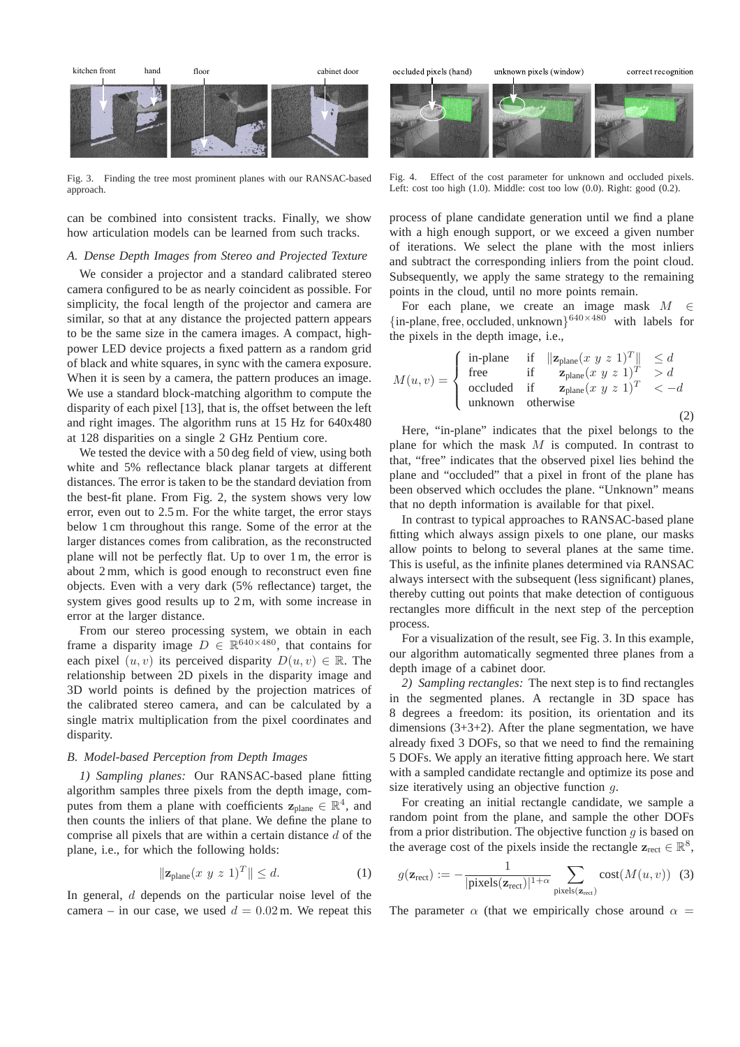kitchen front hand floor cabinet door

Fig. 3. Finding the tree most prominent planes with our RANSAC-based approach.

occluded pixels (hand) unknown pixels (window) correct recognition

Fig. 4. Effect of the cost parameter for unknown and occluded pixels. Left: cost too high (1.0). Middle: cost too low (0.0). Right: good (0.2).

can be combined into consistent tracks. Finally, we show how articulation models can be learned from such tracks.

### A. Dense Depth Images from Stereo and Projected Texture

We consider a projector and a standard calibrated stereo camera configured to be as nearly coincident as possible. For simplicity, the focal length of the projector and camera are similar, so that at any distance the projected pattern appears to be the same size in the camera images. A compact, high-power LED device projects a fixed pattern as a random grid of black and white squares, in sync with the camera exposure. When it is seen by a camera, the pattern produces an image. We use a standard block-matching algorithm to compute the disparity of each pixel [13], that is, the offset between the left and right images. The algorithm runs at 15 Hz for 640x480 at 128 disparities on a single 2 GHz Pentium core.

We tested the device with a 50 deg field of view, using both white and 5% reflectance black planar targets at different distances. The error is taken to be the standard deviation from the best-fit plane. From Fig. 2, the system shows very low error, even out to 2.5 m. For the white target, the error stays below 1 cm throughout this range. Some of the error at the larger distances comes from calibration, as the reconstructed plane will not be perfectly flat. Up to over 1 m, the error is about 2 mm, which is good enough to reconstruct even fine objects. Even with a very dark (5% reflectance) target, the system gives good results up to 2 m, with some increase in error at the larger distance.

From our stereo processing system, we obtain in each frame a disparity image $D \in \mathbb{R}^{640\times480}$, that contains for each pixel $(u, v)$ its perceived disparity $D(u, v) \in \mathbb{R}$. The relationship between 2D pixels in the disparity image and 3D world points is defined by the projection matrices of the calibrated stereo camera, and can be calculated by a single matrix multiplication from the pixel coordinates and disparity.

### B. Model-based Perception from Depth Images

*1) Sampling planes:* Our RANSAC-based plane fitting algorithm samples three pixels from the depth image, computes from them a plane with coefficients $\mathbf{z}_{\text{plane}} \in \mathbb{R}^4$, and then counts the inliers of that plane. We define the plane to comprise all pixels that are within a certain distance $d$ of the plane, i.e., for which the following holds:

$$\|\mathbf{z}_{\text{plane}}(x\ y\ z\ 1)^T\| \leq d. \tag{1}$$

In general, $d$ depends on the particular noise level of the camera – in our case, we used $d = 0.02$ m. We repeat this process of plane candidate generation until we find a plane with a high enough support, or we exceed a given number of iterations. We select the plane with the most inliers and subtract the corresponding inliers from the point cloud. Subsequently, we apply the same strategy to the remaining points in the cloud, until no more points remain.

For each plane, we create an image mask $M \in \{\text{in-plane}, \text{free}, \text{occluded}, \text{unknown}\}^{640\times480}$ with labels for the pixels in the depth image, i.e.,

$$M(u,v) = \begin{cases} \text{in-plane} & \text{if} \quad \|\mathbf{z}_{\text{plane}}(x\ y\ z\ 1)^T\| \leq d \\ \text{free} & \text{if} \quad \mathbf{z}_{\text{plane}}(x\ y\ z\ 1)^T > d \\ \text{occluded} & \text{if} \quad \mathbf{z}_{\text{plane}}(x\ y\ z\ 1)^T < -d \\ \text{unknown} & \text{otherwise} \end{cases} \tag{2}$$

Here, “in-plane” indicates that the pixel belongs to the plane for which the mask $M$ is computed. In contrast to that, “free” indicates that the observed pixel lies behind the plane and “occluded” that a pixel in front of the plane has been observed which occludes the plane. “Unknown” means that no depth information is available for that pixel.

In contrast to typical approaches to RANSAC-based plane fitting which always assign pixels to one plane, our masks allow points to belong to several planes at the same time. This is useful, as the infinite planes determined via RANSAC always intersect with the subsequent (less significant) planes, thereby cutting out points that make detection of contiguous rectangles more difficult in the next step of the perception process.

For a visualization of the result, see Fig. 3. In this example, our algorithm automatically segmented three planes from a depth image of a cabinet door.

*2) Sampling rectangles:* The next step is to find rectangles in the segmented planes. A rectangle in 3D space has 8 degrees a freedom: its position, its orientation and its dimensions (3+3+2). After the plane segmentation, we have already fixed 3 DOFs, so that we need to find the remaining 5 DOFs. We apply an iterative fitting approach here. We start with a sampled candidate rectangle and optimize its pose and size iteratively using an objective function $g$.

For creating an initial rectangle candidate, we sample a random point from the plane, and sample the other DOFs from a prior distribution. The objective function $g$ is based on the average cost of the pixels inside the rectangle $\mathbf{z}_{\text{rect}} \in \mathbb{R}^8$,

$$g(\mathbf{z}_{\text{rect}}) := -\frac{1}{|\text{pixels}(\mathbf{z}_{\text{rect}})|^{1+\alpha}} \sum_{\text{pixels}(\mathbf{z}_{\text{rect}})} \text{cost}(M(u,v)) \tag{3}$$

The parameter $\alpha$ (that we empirically chose around $\alpha =$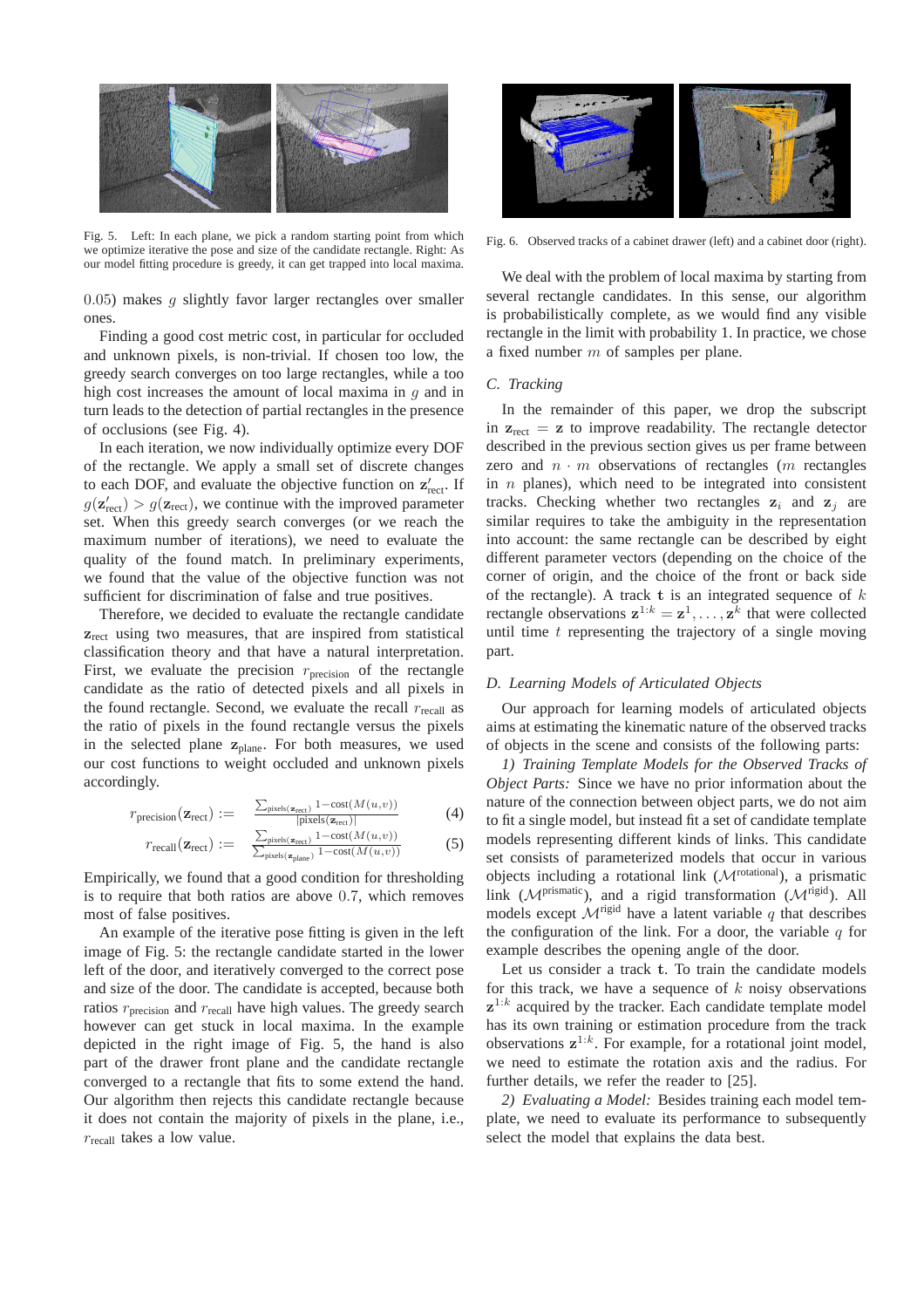Fig. 5. Left: In each plane, we pick a random starting point from which we optimize iterative the pose and size of the candidate rectangle. Right: As our model fitting procedure is greedy, it can get trapped into local maxima.

$0.05$) makes $g$ slightly favor larger rectangles over smaller ones.

Finding a good cost metric cost, in particular for occluded and unknown pixels, is non-trivial. If chosen too low, the greedy search converges on too large rectangles, while a too high cost increases the amount of local maxima in $g$ and in turn leads to the detection of partial rectangles in the presence of occlusions (see Fig. 4).

In each iteration, we now individually optimize every DOF of the rectangle. We apply a small set of discrete changes to each DOF, and evaluate the objective function on $\mathbf{z}'_{\text{rect}}$. If $g(\mathbf{z}'_{\text{rect}}) > g(\mathbf{z}_{\text{rect}})$, we continue with the improved parameter set. When this greedy search converges (or we reach the maximum number of iterations), we need to evaluate the quality of the found match. In preliminary experiments, we found that the value of the objective function was not sufficient for discrimination of false and true positives.

Therefore, we decided to evaluate the rectangle candidate $\mathbf{z}_{\text{rect}}$ using two measures, that are inspired from statistical classification theory and that have a natural interpretation. First, we evaluate the precision $r_{\text{precision}}$ of the rectangle candidate as the ratio of detected pixels and all pixels in the found rectangle. Second, we evaluate the recall $r_{\text{recall}}$ as the ratio of pixels in the found rectangle versus the pixels in the selected plane $\mathbf{z}_{\text{plane}}$. For both measures, we used our cost functions to weight occluded and unknown pixels accordingly.

$$r_{\text{precision}}(\mathbf{z}_{\text{rect}}) := \frac{\sum_{\text{pixels}(\mathbf{z}_{\text{rect}})} 1 - \text{cost}(M(u,v))}{|\text{pixels}(\mathbf{z}_{\text{rect}})|} \quad (4)$$

$$r_{\text{recall}}(\mathbf{z}_{\text{rect}}) := \frac{\sum_{\text{pixels}(\mathbf{z}_{\text{rect}})} 1 - \text{cost}(M(u,v))}{\sum_{\text{pixels}(\mathbf{z}_{\text{plane}})} 1 - \text{cost}(M(u,v))} \quad (5)$$

Empirically, we found that a good condition for thresholding is to require that both ratios are above $0.7$, which removes most of false positives.

An example of the iterative pose fitting is given in the left image of Fig. 5: the rectangle candidate started in the lower left of the door, and iteratively converged to the correct pose and size of the door. The candidate is accepted, because both ratios $r_{\text{precision}}$ and $r_{\text{recall}}$ have high values. The greedy search however can get stuck in local maxima. In the example depicted in the right image of Fig. 5, the hand is also part of the drawer front plane and the candidate rectangle converged to a rectangle that fits to some extend the hand. Our algorithm then rejects this candidate rectangle because it does not contain the majority of pixels in the plane, i.e., $r_{\text{recall}}$ takes a low value.

Fig. 6. Observed tracks of a cabinet drawer (left) and a cabinet door (right).

We deal with the problem of local maxima by starting from several rectangle candidates. In this sense, our algorithm is probabilistically complete, as we would find any visible rectangle in the limit with probability 1. In practice, we chose a fixed number $m$ of samples per plane.

### C. Tracking

In the remainder of this paper, we drop the subscript in $\mathbf{z}_{\text{rect}} = \mathbf{z}$ to improve readability. The rectangle detector described in the previous section gives us per frame between zero and $n \cdot m$ observations of rectangles ($m$ rectangles in $n$ planes), which need to be integrated into consistent tracks. Checking whether two rectangles $\mathbf{z}_i$ and $\mathbf{z}_j$ are similar requires to take the ambiguity in the representation into account: the same rectangle can be described by eight different parameter vectors (depending on the choice of the corner of origin, and the choice of the front or back side of the rectangle). A track $\mathbf{t}$ is an integrated sequence of $k$ rectangle observations $\mathbf{z}^{1:k} = \mathbf{z}^1, \ldots, \mathbf{z}^k$ that were collected until time $t$ representing the trajectory of a single moving part.

### D. Learning Models of Articulated Objects

Our approach for learning models of articulated objects aims at estimating the kinematic nature of the observed tracks of objects in the scene and consists of the following parts:

*1) Training Template Models for the Observed Tracks of Object Parts:* Since we have no prior information about the nature of the connection between object parts, we do not aim to fit a single model, but instead fit a set of candidate template models representing different kinds of links. This candidate set consists of parameterized models that occur in various objects including a rotational link ($\mathcal{M}^{\text{rotational}}$), a prismatic link ($\mathcal{M}^{\text{prismatic}}$), and a rigid transformation ($\mathcal{M}^{\text{rigid}}$). All models except $\mathcal{M}^{\text{rigid}}$ have a latent variable $q$ that describes the configuration of the link. For a door, the variable $q$ for example describes the opening angle of the door.

Let us consider a track $\mathbf{t}$. To train the candidate models for this track, we have a sequence of $k$ noisy observations $\mathbf{z}^{1:k}$ acquired by the tracker. Each candidate template model has its own training or estimation procedure from the track observations $\mathbf{z}^{1:k}$. For example, for a rotational joint model, we need to estimate the rotation axis and the radius. For further details, we refer the reader to [25].

*2) Evaluating a Model:* Besides training each model template, we need to evaluate its performance to subsequently select the model that explains the data best.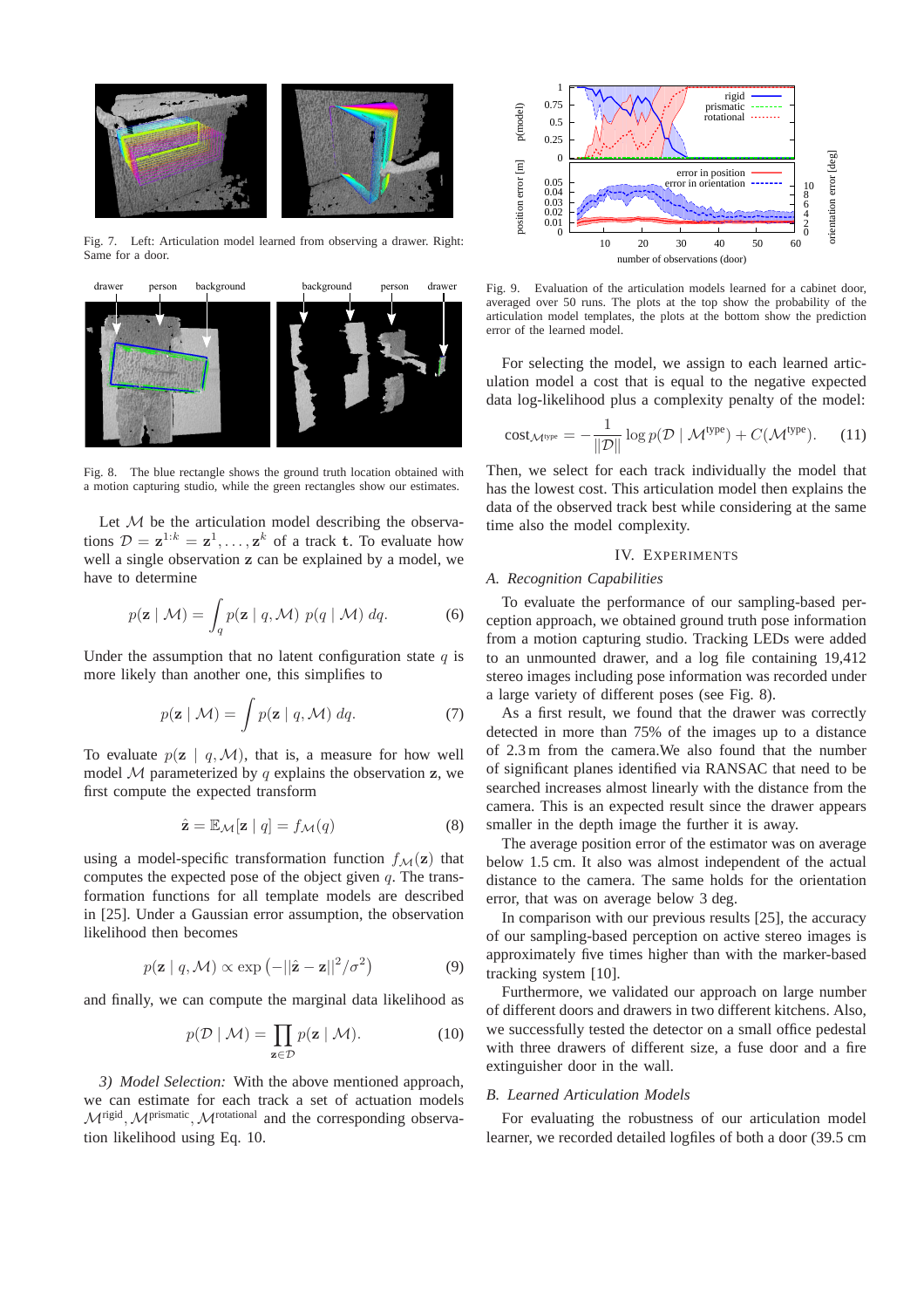Fig. 7. Left: Articulation model learned from observing a drawer. Right: Same for a door.

drawer person background

background person drawer

Fig. 8. The blue rectangle shows the ground truth location obtained with a motion capturing studio, while the green rectangles show our estimates.

Let $\mathcal{M}$ be the articulation model describing the observations $\mathcal{D} = \mathbf{z}^{1:k} = \mathbf{z}^1, \ldots, \mathbf{z}^k$ of a track $\mathbf{t}$. To evaluate how well a single observation $\mathbf{z}$ can be explained by a model, we have to determine

$$p(\mathbf{z} \mid \mathcal{M}) = \int_q p(\mathbf{z} \mid q, \mathcal{M})\ p(q \mid \mathcal{M})\ dq. \tag{6}$$

Under the assumption that no latent configuration state $q$ is more likely than another one, this simplifies to

$$p(\mathbf{z} \mid \mathcal{M}) = \int p(\mathbf{z} \mid q, \mathcal{M})\ dq. \tag{7}$$

To evaluate $p(\mathbf{z} \mid q, \mathcal{M})$, that is, a measure for how well model $\mathcal{M}$ parameterized by $q$ explains the observation $\mathbf{z}$, we first compute the expected transform

$$\hat{\mathbf{z}} = \mathbb{E}_{\mathcal{M}}[\mathbf{z} \mid q] = f_{\mathcal{M}}(q) \tag{8}$$

using a model-specific transformation function $f_{\mathcal{M}}(\mathbf{z})$ that computes the expected pose of the object given $q$. The transformation functions for all template models are described in [25]. Under a Gaussian error assumption, the observation likelihood then becomes

$$p(\mathbf{z} \mid q, \mathcal{M}) \propto \exp\left(-||\hat{\mathbf{z}} - \mathbf{z}||^2/\sigma^2\right) \tag{9}$$

and finally, we can compute the marginal data likelihood as

$$p(\mathcal{D} \mid \mathcal{M}) = \prod_{\mathbf{z} \in \mathcal{D}} p(\mathbf{z} \mid \mathcal{M}). \tag{10}$$

*3) Model Selection:* With the above mentioned approach, we can estimate for each track a set of actuation models $\mathcal{M}^{\text{rigid}}, \mathcal{M}^{\text{prismatic}}, \mathcal{M}^{\text{rotational}}$ and the corresponding observation likelihood using Eq. 10.

p(model)
1
0.75
0.5
0.25
0
rigid
prismatic
rotational
position error [m]
0.05
0.04
0.03
0.02
0.01
0
error in position
error in orientation
orientation error [deg]
10
8
6
4
2
0
10 20 30 40 50 60
number of observations (door)

Fig. 9. Evaluation of the articulation models learned for a cabinet door, averaged over 50 runs. The plots at the top show the probability of the articulation model templates, the plots at the bottom show the prediction error of the learned model.

For selecting the model, we assign to each learned articulation model a cost that is equal to the negative expected data log-likelihood plus a complexity penalty of the model:

$$\text{cost}_{\mathcal{M}^{\text{type}}} = -\frac{1}{||\mathcal{D}||} \log p(\mathcal{D} \mid \mathcal{M}^{\text{type}}) + C(\mathcal{M}^{\text{type}}). \tag{11}$$

Then, we select for each track individually the model that has the lowest cost. This articulation model then explains the data of the observed track best while considering at the same time also the model complexity.

## IV. Experiments

### *A. Recognition Capabilities*

To evaluate the performance of our sampling-based perception approach, we obtained ground truth pose information from a motion capturing studio. Tracking LEDs were added to an unmounted drawer, and a log file containing 19,412 stereo images including pose information was recorded under a large variety of different poses (see Fig. 8).

As a first result, we found that the drawer was correctly detected in more than 75% of the images up to a distance of 2.3 m from the camera.We also found that the number of significant planes identified via RANSAC that need to be searched increases almost linearly with the distance from the camera. This is an expected result since the drawer appears smaller in the depth image the further it is away.

The average position error of the estimator was on average below 1.5 cm. It also was almost independent of the actual distance to the camera. The same holds for the orientation error, that was on average below 3 deg.

In comparison with our previous results [25], the accuracy of our sampling-based perception on active stereo images is approximately five times higher than with the marker-based tracking system [10].

Furthermore, we validated our approach on large number of different doors and drawers in two different kitchens. Also, we successfully tested the detector on a small office pedestal with three drawers of different size, a fuse door and a fire extinguisher door in the wall.

### *B. Learned Articulation Models*

For evaluating the robustness of our articulation model learner, we recorded detailed logfiles of both a door (39.5 cm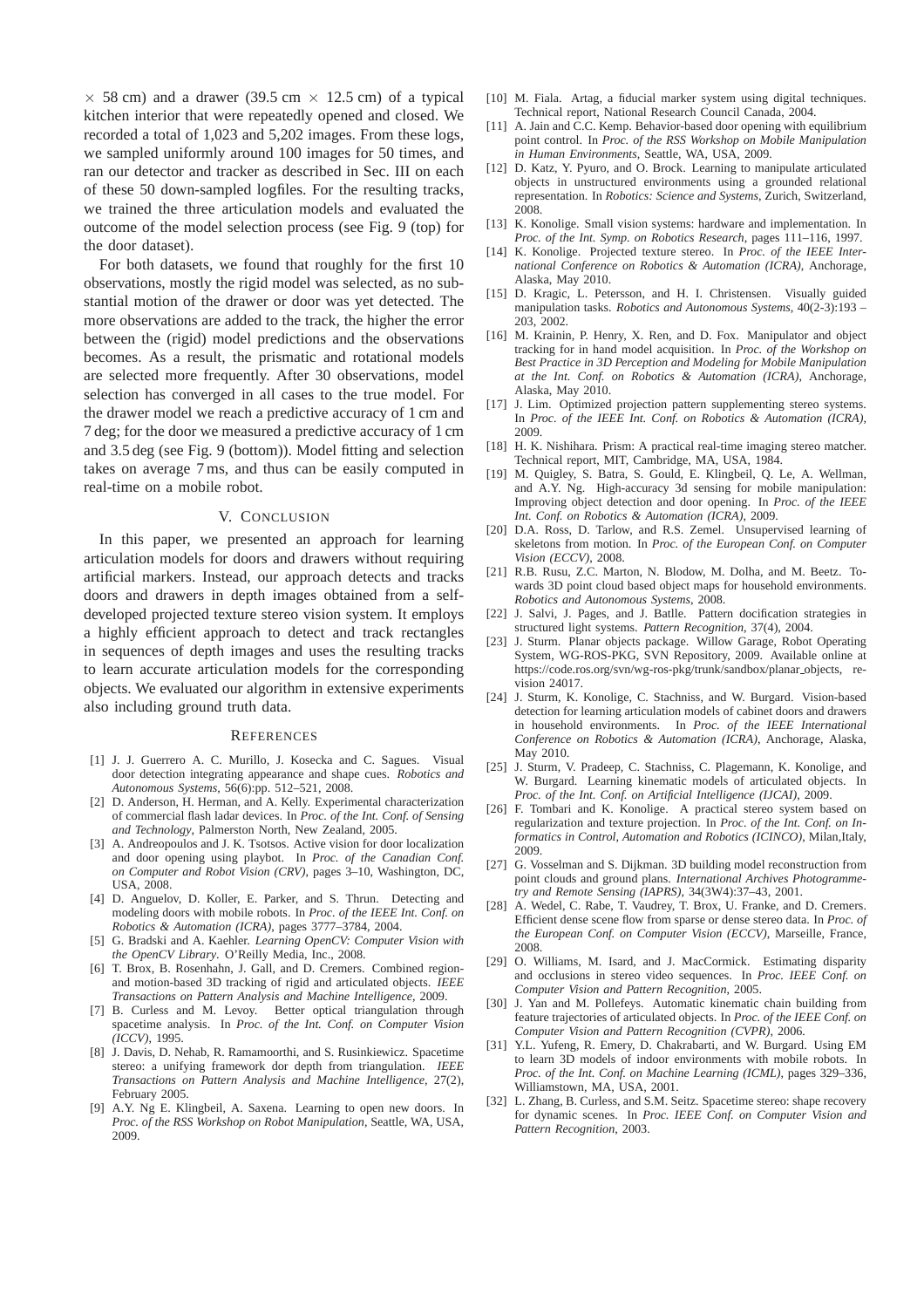$\times$ 58 cm) and a drawer (39.5 cm $\times$ 12.5 cm) of a typical kitchen interior that were repeatedly opened and closed. We recorded a total of 1,023 and 5,202 images. From these logs, we sampled uniformly around 100 images for 50 times, and ran our detector and tracker as described in Sec. III on each of these 50 down-sampled logfiles. For the resulting tracks, we trained the three articulation models and evaluated the outcome of the model selection process (see Fig. 9 (top) for the door dataset).

For both datasets, we found that roughly for the first 10 observations, mostly the rigid model was selected, as no substantial motion of the drawer or door was yet detected. The more observations are added to the track, the higher the error between the (rigid) model predictions and the observations becomes. As a result, the prismatic and rotational models are selected more frequently. After 30 observations, model selection has converged in all cases to the true model. For the drawer model we reach a predictive accuracy of 1 cm and 7 deg; for the door we measured a predictive accuracy of 1 cm and 3.5 deg (see Fig. 9 (bottom)). Model fitting and selection takes on average 7 ms, and thus can be easily computed in real-time on a mobile robot.

## V. Conclusion

In this paper, we presented an approach for learning articulation models for doors and drawers without requiring artificial markers. Instead, our approach detects and tracks doors and drawers in depth images obtained from a self-developed projected texture stereo vision system. It employs a highly efficient approach to detect and track rectangles in sequences of depth images and uses the resulting tracks to learn accurate articulation models for the corresponding objects. We evaluated our algorithm in extensive experiments also including ground truth data.

## References

[1] J. J. Guerrero A. C. Murillo, J. Kosecka and C. Sagues. Visual door detection integrating appearance and shape cues. *Robotics and Autonomous Systems*, 56(6):pp. 512–521, 2008.

[2] D. Anderson, H. Herman, and A. Kelly. Experimental characterization of commercial flash ladar devices. In *Proc. of the Int. Conf. of Sensing and Technology*, Palmerston North, New Zealand, 2005.

[3] A. Andreopoulos and J. K. Tsotsos. Active vision for door localization and door opening using playbot. In *Proc. of the Canadian Conf. on Computer and Robot Vision (CRV)*, pages 3–10, Washington, DC, USA, 2008.

[4] D. Anguelov, D. Koller, E. Parker, and S. Thrun. Detecting and modeling doors with mobile robots. In *Proc. of the IEEE Int. Conf. on Robotics & Automation (ICRA)*, pages 3777–3784, 2004.

[5] G. Bradski and A. Kaehler. *Learning OpenCV: Computer Vision with the OpenCV Library*. O'Reilly Media, Inc., 2008.

[6] T. Brox, B. Rosenhahn, J. Gall, and D. Cremers. Combined region- and motion-based 3D tracking of rigid and articulated objects. *IEEE Transactions on Pattern Analysis and Machine Intelligence*, 2009.

[7] B. Curless and M. Levoy. Better optical triangulation through spacetime analysis. In *Proc. of the Int. Conf. on Computer Vision (ICCV)*, 1995.

[8] J. Davis, D. Nehab, R. Ramamoorthi, and S. Rusinkiewicz. Spacetime stereo: a unifying framework dor depth from triangulation. *IEEE Transactions on Pattern Analysis and Machine Intelligence*, 27(2), February 2005.

[9] A.Y. Ng E. Klingbeil, A. Saxena. Learning to open new doors. In *Proc. of the RSS Workshop on Robot Manipulation*, Seattle, WA, USA, 2009.

[10] M. Fiala. Artag, a fiducial marker system using digital techniques. Technical report, National Research Council Canada, 2004.

[11] A. Jain and C.C. Kemp. Behavior-based door opening with equilibrium point control. In *Proc. of the RSS Workshop on Mobile Manipulation in Human Environments*, Seattle, WA, USA, 2009.

[12] D. Katz, Y. Pyuro, and O. Brock. Learning to manipulate articulated objects in unstructured environments using a grounded relational representation. In *Robotics: Science and Systems*, Zurich, Switzerland, 2008.

[13] K. Konolige. Small vision systems: hardware and implementation. In *Proc. of the Int. Symp. on Robotics Research*, pages 111–116, 1997.

[14] K. Konolige. Projected texture stereo. In *Proc. of the IEEE International Conference on Robotics & Automation (ICRA)*, Anchorage, Alaska, May 2010.

[15] D. Kragic, L. Petersson, and H. I. Christensen. Visually guided manipulation tasks. *Robotics and Autonomous Systems*, 40(2-3):193 – 203, 2002.

[16] M. Krainin, P. Henry, X. Ren, and D. Fox. Manipulator and object tracking for in hand model acquisition. In *Proc. of the Workshop on Best Practice in 3D Perception and Modeling for Mobile Manipulation at the Int. Conf. on Robotics & Automation (ICRA)*, Anchorage, Alaska, May 2010.

[17] J. Lim. Optimized projection pattern supplementing stereo systems. In *Proc. of the IEEE Int. Conf. on Robotics & Automation (ICRA)*, 2009.

[18] H. K. Nishihara. Prism: A practical real-time imaging stereo matcher. Technical report, MIT, Cambridge, MA, USA, 1984.

[19] M. Quigley, S. Batra, S. Gould, E. Klingbeil, Q. Le, A. Wellman, and A.Y. Ng. High-accuracy 3d sensing for mobile manipulation: Improving object detection and door opening. In *Proc. of the IEEE Int. Conf. on Robotics & Automation (ICRA)*, 2009.

[20] D.A. Ross, D. Tarlow, and R.S. Zemel. Unsupervised learning of skeletons from motion. In *Proc. of the European Conf. on Computer Vision (ECCV)*, 2008.

[21] R.B. Rusu, Z.C. Marton, N. Blodow, M. Dolha, and M. Beetz. Towards 3D point cloud based object maps for household environments. *Robotics and Autonomous Systems*, 2008.

[22] J. Salvi, J. Pages, and J. Batlle. Pattern docification strategies in structured light systems. *Pattern Recognition*, 37(4), 2004.

[23] J. Sturm. Planar objects package. Willow Garage, Robot Operating System, WG-ROS-PKG, SVN Repository, 2009. Available online at https://code.ros.org/svn/wg-ros-pkg/trunk/sandbox/planar_objects, revision 24017.

[24] J. Sturm, K. Konolige, C. Stachniss, and W. Burgard. Vision-based detection for learning articulation models of cabinet doors and drawers in household environments. In *Proc. of the IEEE International Conference on Robotics & Automation (ICRA)*, Anchorage, Alaska, May 2010.

[25] J. Sturm, V. Pradeep, C. Stachniss, C. Plagemann, K. Konolige, and W. Burgard. Learning kinematic models of articulated objects. In *Proc. of the Int. Conf. on Artificial Intelligence (IJCAI)*, 2009.

[26] F. Tombari and K. Konolige. A practical stereo system based on regularization and texture projection. In *Proc. of the Int. Conf. on Informatics in Control, Automation and Robotics (ICINCO)*, Milan,Italy, 2009.

[27] G. Vosselman and S. Dijkman. 3D building model reconstruction from point clouds and ground plans. *International Archives Photogrammetry and Remote Sensing (IAPRS)*, 34(3W4):37–43, 2001.

[28] A. Wedel, C. Rabe, T. Vaudrey, T. Brox, U. Franke, and D. Cremers. Efficient dense scene flow from sparse or dense stereo data. In *Proc. of the European Conf. on Computer Vision (ECCV)*, Marseille, France, 2008.

[29] O. Williams, M. Isard, and J. MacCormick. Estimating disparity and occlusions in stereo video sequences. In *Proc. IEEE Conf. on Computer Vision and Pattern Recognition*, 2005.

[30] J. Yan and M. Pollefeys. Automatic kinematic chain building from feature trajectories of articulated objects. In *Proc. of the IEEE Conf. on Computer Vision and Pattern Recognition (CVPR)*, 2006.

[31] Y.L. Yufeng, R. Emery, D. Chakrabarti, and W. Burgard. Using EM to learn 3D models of indoor environments with mobile robots. In *Proc. of the Int. Conf. on Machine Learning (ICML)*, pages 329–336, Williamstown, MA, USA, 2001.

[32] L. Zhang, B. Curless, and S.M. Seitz. Spacetime stereo: shape recovery for dynamic scenes. In *Proc. IEEE Conf. on Computer Vision and Pattern Recognition*, 2003.